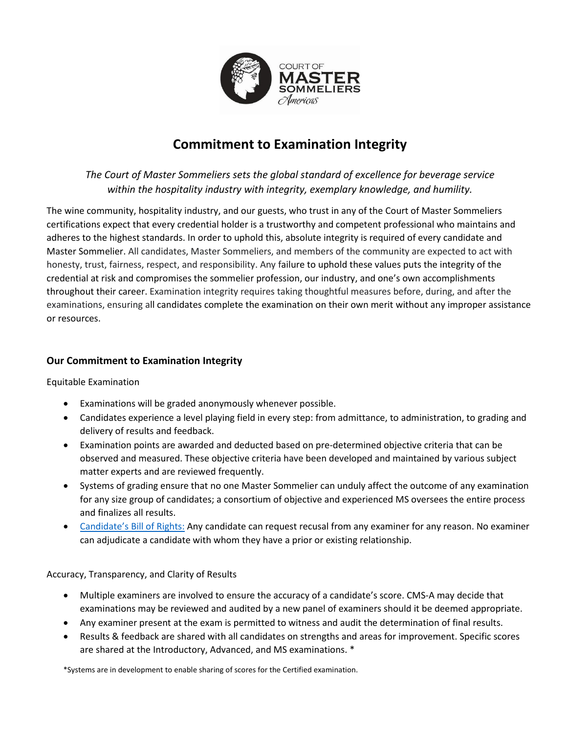# Commitment to Examination Integrity

*The Court of Master Sommeliers sets the global standard of excellence for beverage service within the hospitality industry with integrity, exemplary knowledge, and humility.*

The wine community, hospitality industry, and our guests, who trust in any of the Court of Master Sommeliers certifications expect that every credential holder is a trustworthy and competent professional who maintains and adheres to the highest standards. In order to uphold this, absolute integrity is required of every candidate and Master Sommelier. All candidates, Master Sommeliers, and members of the community are expected to act with honesty, trust, fairness, respect, and responsibility. Any failure to uphold these values puts the integrity of the credential at risk and compromises the sommelier profession, our industry, and one's own accomplishments throughout their career. Examination integrity requires taking thoughtful measures before, during, and after the examinations, ensuring all candidates complete the examination on their own merit without any improper assistance or resources.

## Our Commitment to Examination Integrity

Equitable Examination

- Examinations will be graded anonymously whenever possible.
- Candidates experience a level playing field in every step: from admittance, to administration, to grading and delivery of results and feedback.
- Examination points are awarded and deducted based on pre-determined objective criteria that can be observed and measured. These objective criteria have been developed and maintained by various subject matter experts and are reviewed frequently.
- Systems of grading ensure that no one Master Sommelier can unduly affect the outcome of any examination for any size group of candidates; a consortium of objective and experienced MS oversees the entire process and finalizes all results.
- Candidate's Bill of Rights: Any candidate can request recusal from any examiner for any reason. No examiner can adjudicate a candidate with whom they have a prior or existing relationship.

Accuracy, Transparency, and Clarity of Results

- Multiple examiners are involved to ensure the accuracy of a candidate's score. CMS-A may decide that examinations may be reviewed and audited by a new panel of examiners should it be deemed appropriate.
- Any examiner present at the exam is permitted to witness and audit the determination of final results.
- Results & feedback are shared with all candidates on strengths and areas for improvement. Specific scores are shared at the Introductory, Advanced, and MS examinations. *

*Systems are in development to enable sharing of scores for the Certified examination.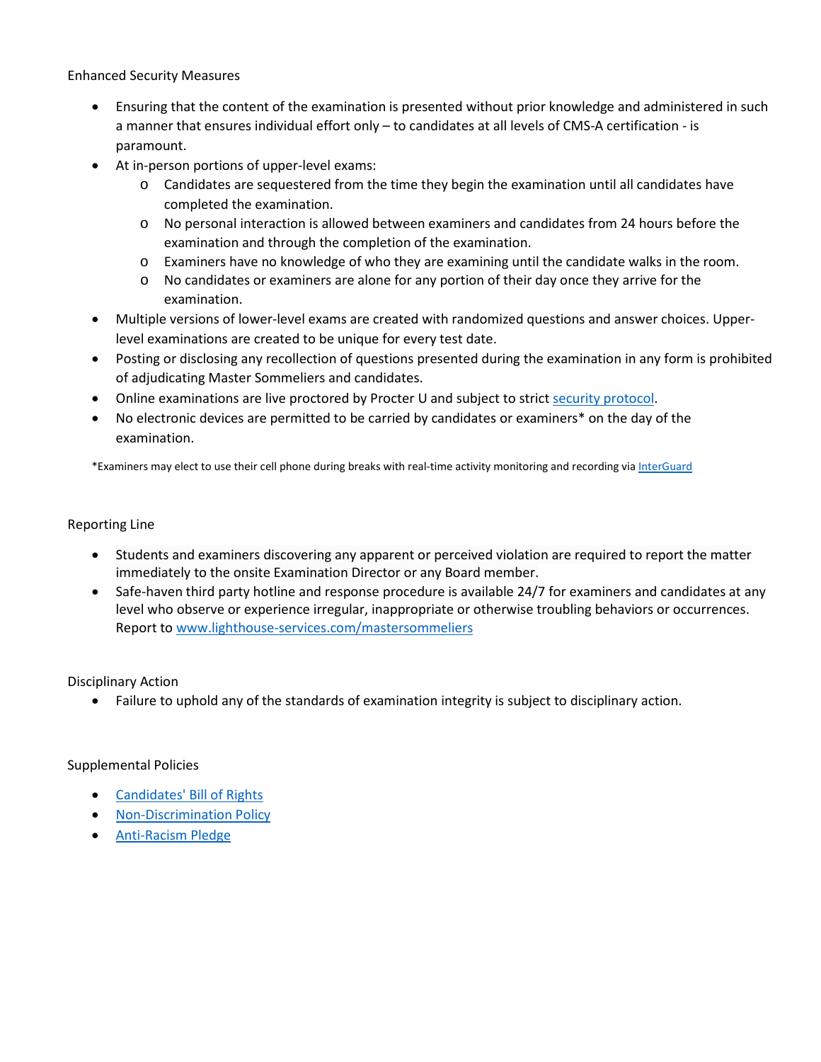## Enhanced Security Measures

- Ensuring that the content of the examination is presented without prior knowledge and administered in such a manner that ensures individual effort only – to candidates at all levels of CMS-A certification - is paramount.
- At in-person portions of upper-level exams:
  - Candidates are sequestered from the time they begin the examination until all candidates have completed the examination.
  - No personal interaction is allowed between examiners and candidates from 24 hours before the examination and through the completion of the examination.
  - Examiners have no knowledge of who they are examining until the candidate walks in the room.
  - No candidates or examiners are alone for any portion of their day once they arrive for the examination.
- Multiple versions of lower-level exams are created with randomized questions and answer choices. Upper-level examinations are created to be unique for every test date.
- Posting or disclosing any recollection of questions presented during the examination in any form is prohibited of adjudicating Master Sommeliers and candidates.
- Online examinations are live proctored by Procter U and subject to strict security protocol.
- No electronic devices are permitted to be carried by candidates or examiners* on the day of the examination.

*Examiners may elect to use their cell phone during breaks with real-time activity monitoring and recording via InterGuard

## Reporting Line

- Students and examiners discovering any apparent or perceived violation are required to report the matter immediately to the onsite Examination Director or any Board member.
- Safe-haven third party hotline and response procedure is available 24/7 for examiners and candidates at any level who observe or experience irregular, inappropriate or otherwise troubling behaviors or occurrences. Report to www.lighthouse-services.com/mastersommeliers

## Disciplinary Action

- Failure to uphold any of the standards of examination integrity is subject to disciplinary action.

## Supplemental Policies

- Candidates' Bill of Rights
- Non-Discrimination Policy
- Anti-Racism Pledge